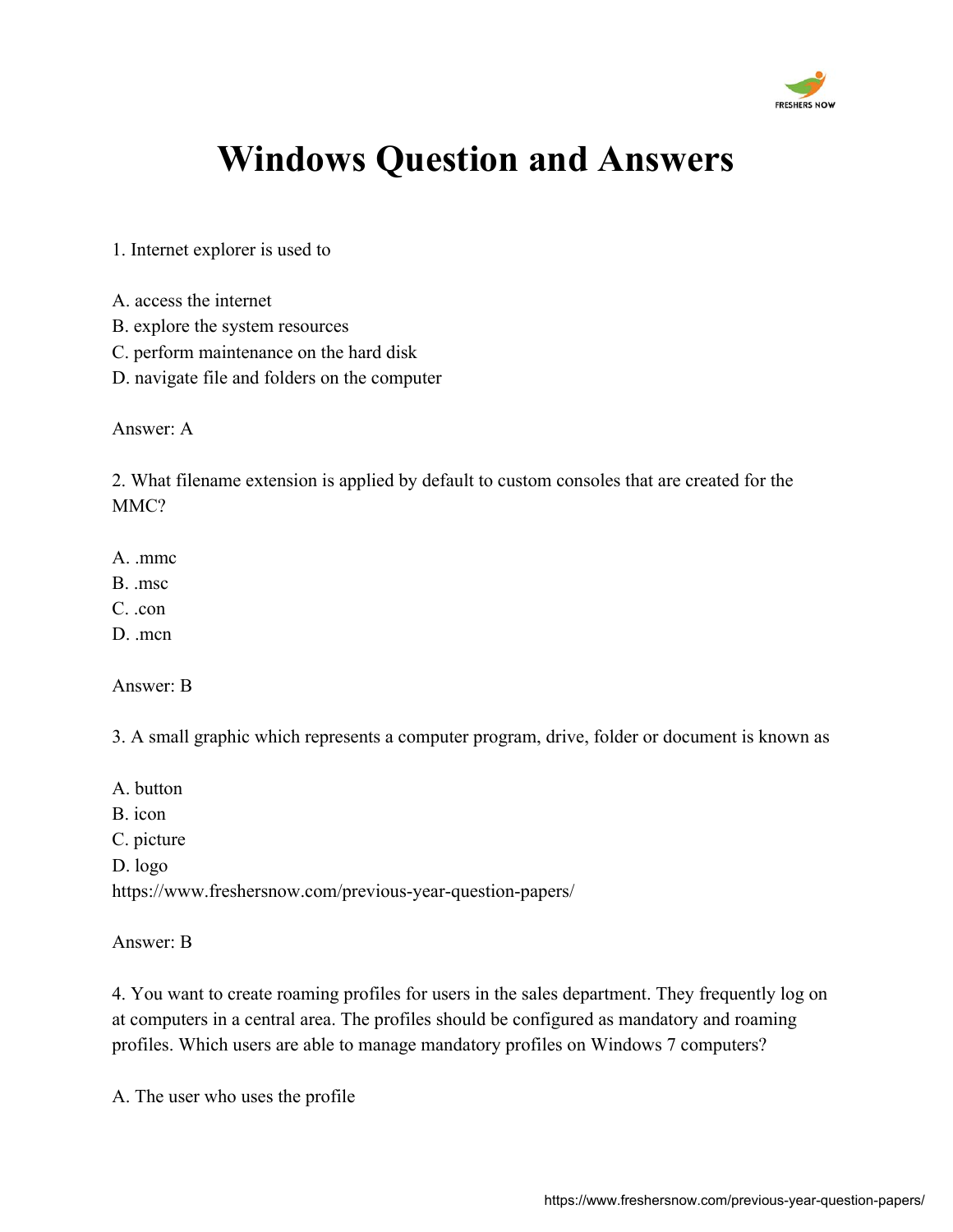# Windows Question and Answers

1. Internet explorer is used to

A. access the internet
B. explore the system resources
C. perform maintenance on the hard disk
D. navigate file and folders on the computer

Answer: A

2. What filename extension is applied by default to custom consoles that are created for the MMC?

A. .mmc
B. .msc
C. .con
D. .mcn

Answer: B

3. A small graphic which represents a computer program, drive, folder or document is known as

A. button
B. icon
C. picture
D. logo
https://www.freshersnow.com/previous-year-question-papers/

Answer: B

4. You want to create roaming profiles for users in the sales department. They frequently log on at computers in a central area. The profiles should be configured as mandatory and roaming profiles. Which users are able to manage mandatory profiles on Windows 7 computers?

A. The user who uses the profile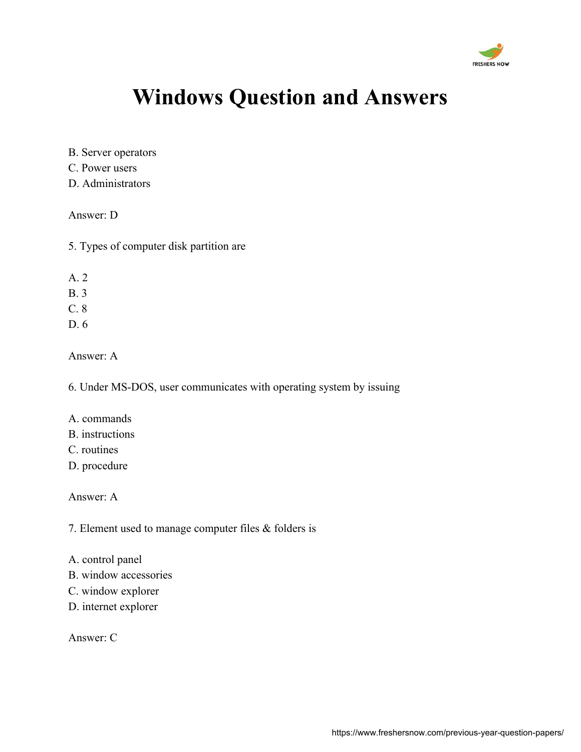# Windows Question and Answers

B. Server operators
C. Power users
D. Administrators

Answer: D

5. Types of computer disk partition are

A. 2
B. 3
C. 8
D. 6

Answer: A

6. Under MS-DOS, user communicates with operating system by issuing

A. commands
B. instructions
C. routines
D. procedure

Answer: A

7. Element used to manage computer files & folders is

A. control panel
B. window accessories
C. window explorer
D. internet explorer

Answer: C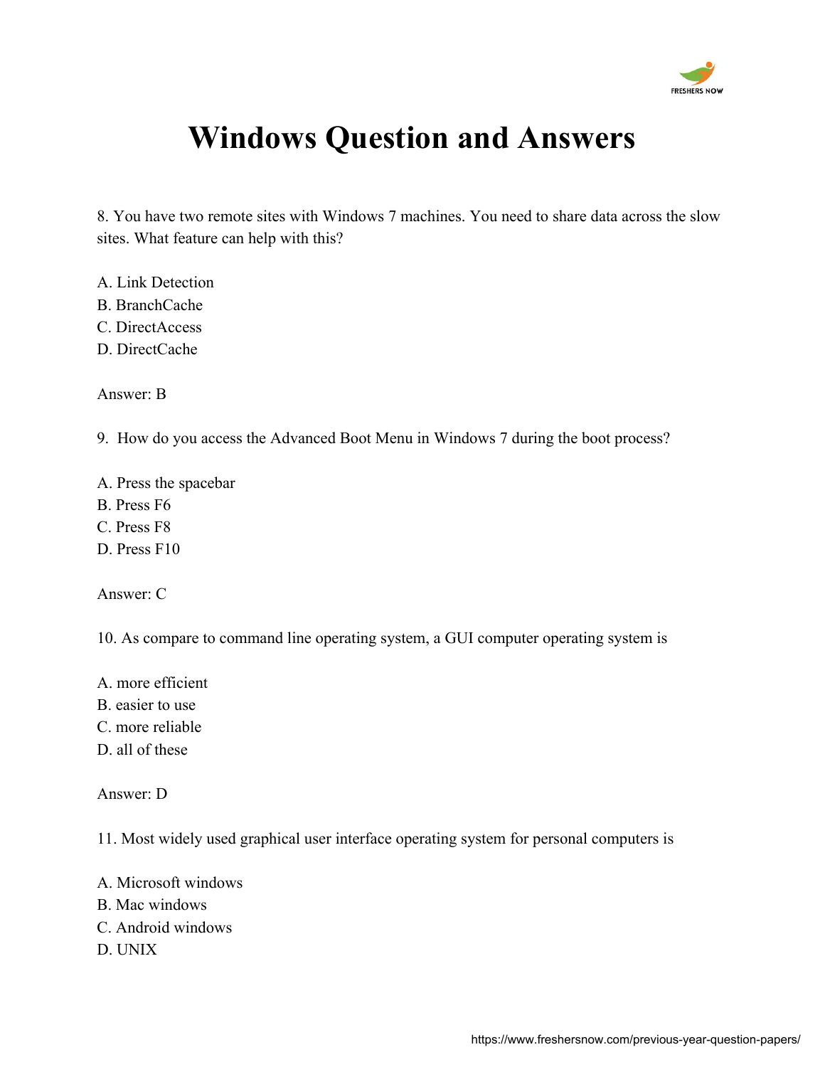# Windows Question and Answers

8. You have two remote sites with Windows 7 machines. You need to share data across the slow sites. What feature can help with this?

A. Link Detection
B. BranchCache
C. DirectAccess
D. DirectCache

Answer: B

9. How do you access the Advanced Boot Menu in Windows 7 during the boot process?

A. Press the spacebar
B. Press F6
C. Press F8
D. Press F10

Answer: C

10. As compare to command line operating system, a GUI computer operating system is

A. more efficient
B. easier to use
C. more reliable
D. all of these

Answer: D

11. Most widely used graphical user interface operating system for personal computers is

A. Microsoft windows
B. Mac windows
C. Android windows
D. UNIX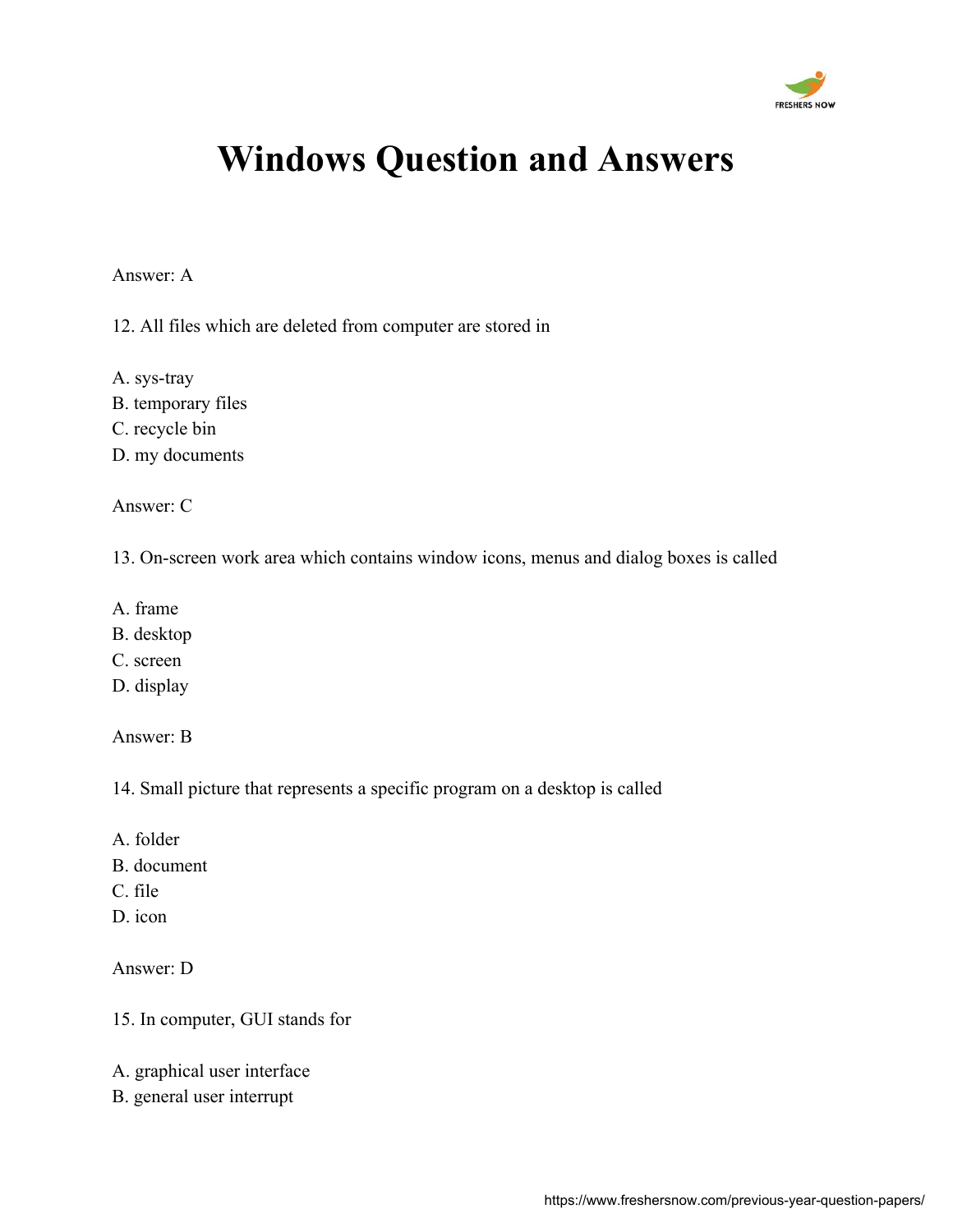# Windows Question and Answers

Answer: A

12. All files which are deleted from computer are stored in

A. sys-tray
B. temporary files
C. recycle bin
D. my documents

Answer: C

13. On-screen work area which contains window icons, menus and dialog boxes is called

A. frame
B. desktop
C. screen
D. display

Answer: B

14. Small picture that represents a specific program on a desktop is called

A. folder
B. document
C. file
D. icon

Answer: D

15. In computer, GUI stands for

A. graphical user interface
B. general user interrupt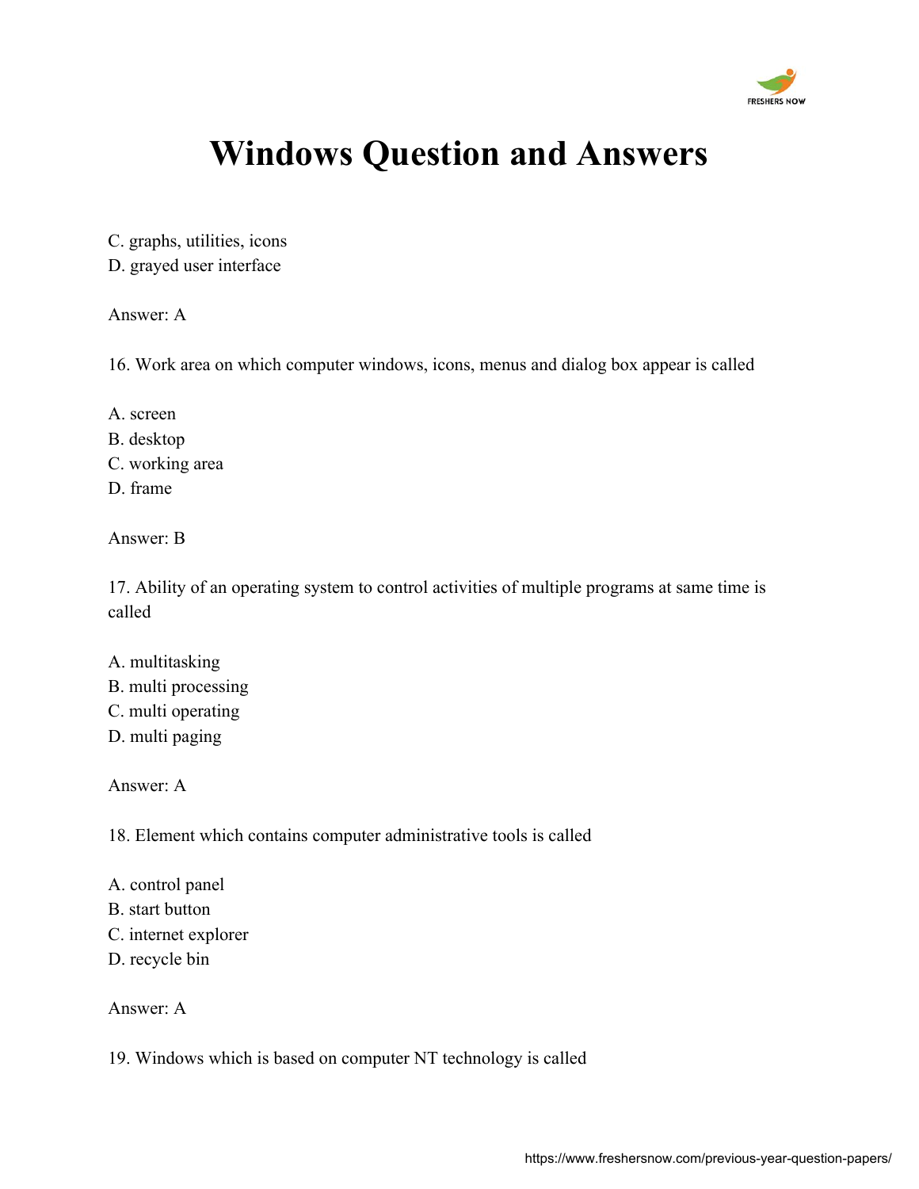C. graphs, utilities, icons
D. grayed user interface

Answer: A

16. Work area on which computer windows, icons, menus and dialog box appear is called

A. screen
B. desktop
C. working area
D. frame

Answer: B

17. Ability of an operating system to control activities of multiple programs at same time is called

A. multitasking
B. multi processing
C. multi operating
D. multi paging

Answer: A

18. Element which contains computer administrative tools is called

A. control panel
B. start button
C. internet explorer
D. recycle bin

Answer: A

19. Windows which is based on computer NT technology is called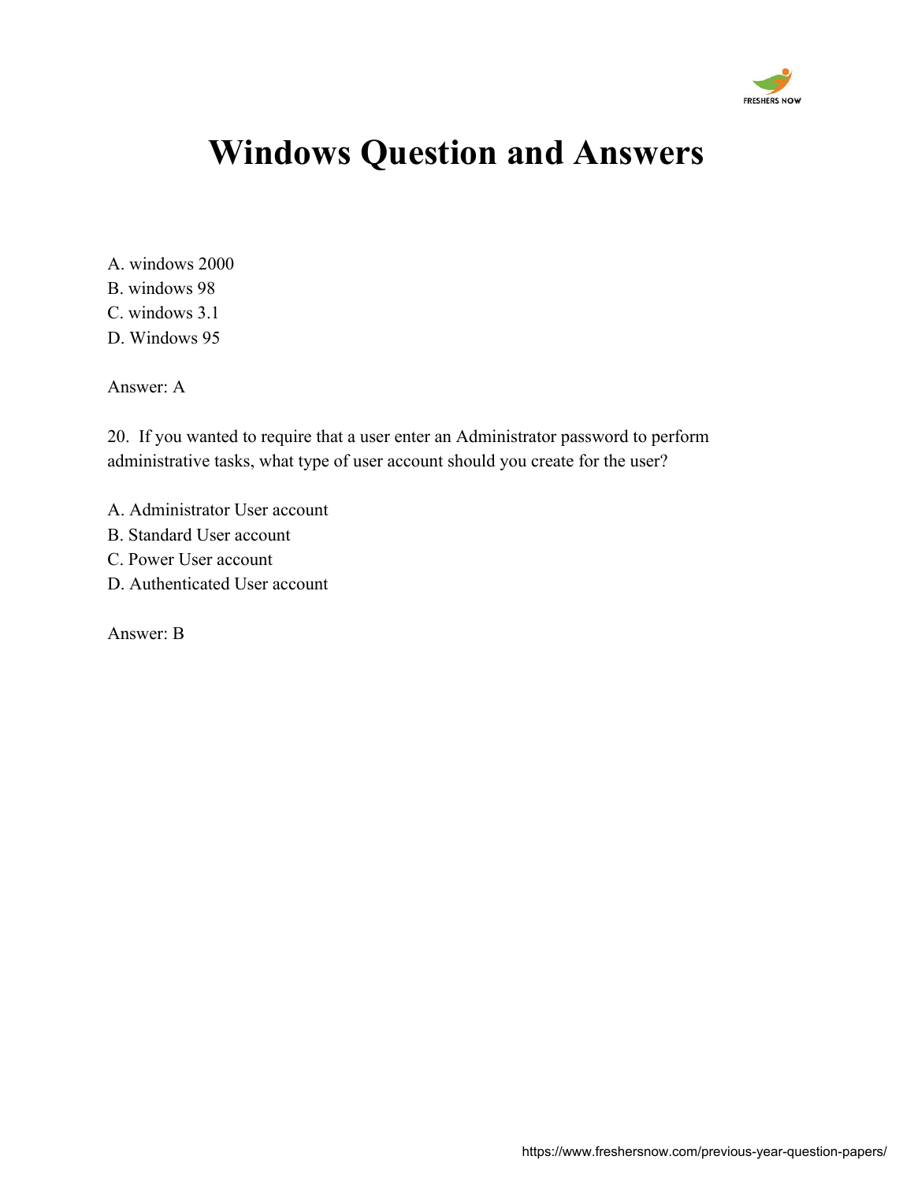# Windows Question and Answers

A. windows 2000
B. windows 98
C. windows 3.1
D. Windows 95

Answer: A

20. If you wanted to require that a user enter an Administrator password to perform administrative tasks, what type of user account should you create for the user?

A. Administrator User account
B. Standard User account
C. Power User account
D. Authenticated User account

Answer: B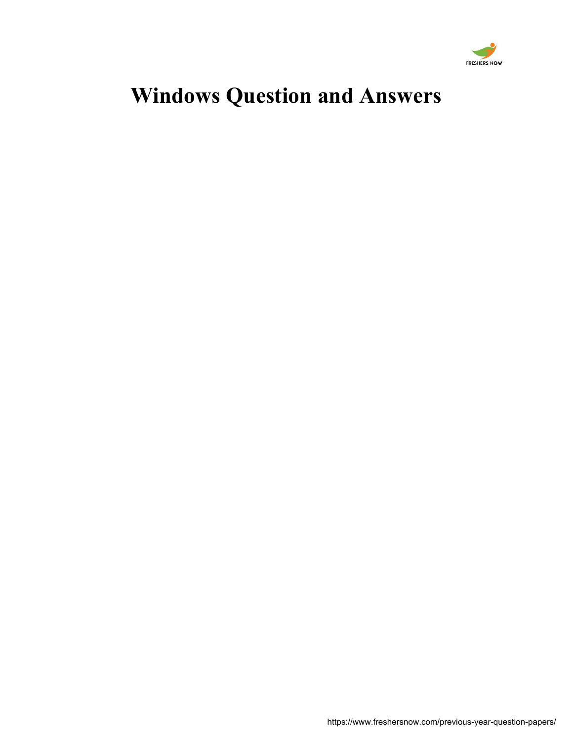# Windows Question and Answers